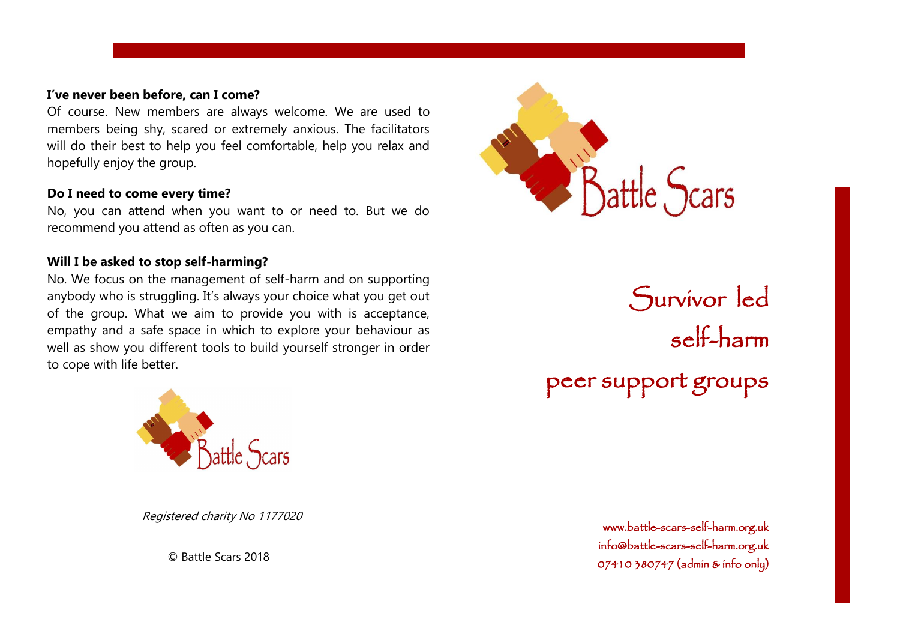**I've never been before, can I come?**

Of course. New members are always welcome. We are used to members being shy, scared or extremely anxious. The facilitators will do their best to help you feel comfortable, help you relax and hopefully enjoy the group.

**Do I need to come every time?**

No, you can attend when you want to or need to. But we do recommend you attend as often as you can.

**Will I be asked to stop self-harming?**

No. We focus on the management of self-harm and on supporting anybody who is struggling. It's always your choice what you get out of the group. What we aim to provide you with is acceptance, empathy and a safe space in which to explore your behaviour as well as show you different tools to build yourself stronger in order to cope with life better.

Battle Scars

*Registered charity No 1177020*

© Battle Scars 2018

Battle Scars

# Survivor led self-harm peer support groups

www.battle-scars-self-harm.org.uk
info@battle-scars-self-harm.org.uk
07410 380747 (admin & info only)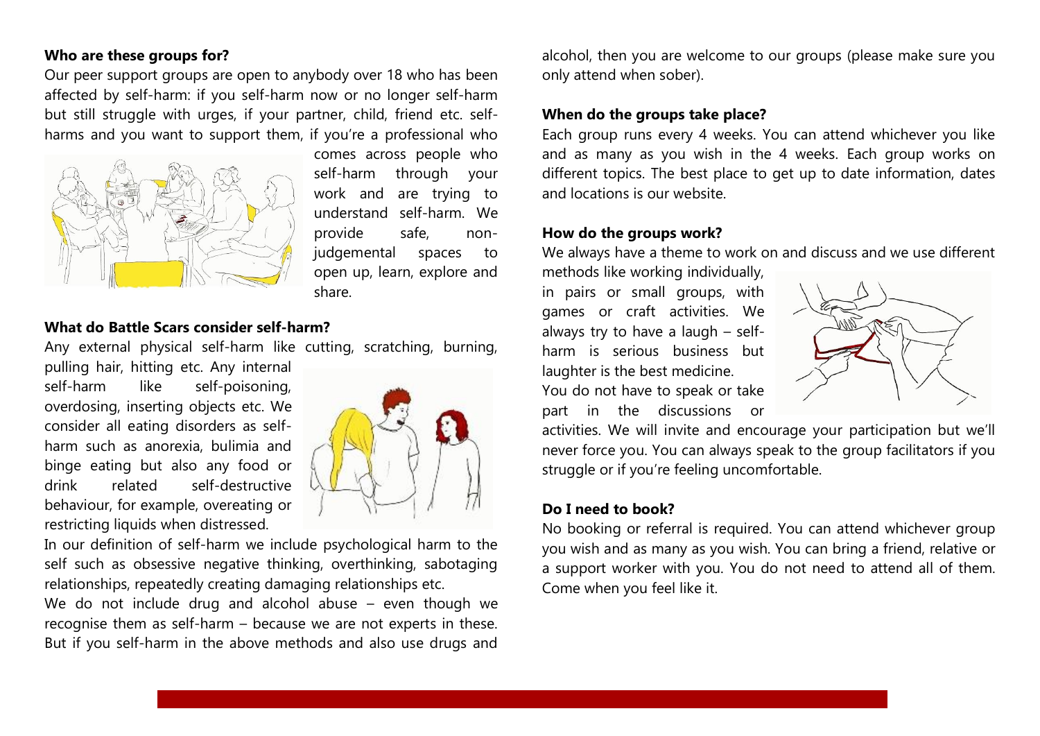**Who are these groups for?**

Our peer support groups are open to anybody over 18 who has been affected by self-harm: if you self-harm now or no longer self-harm but still struggle with urges, if your partner, child, friend etc. self-harms and you want to support them, if you're a professional who comes across people who self-harm through your work and are trying to understand self-harm. We provide safe, non-judgemental spaces to open up, learn, explore and share.

**What do Battle Scars consider self-harm?**

Any external physical self-harm like cutting, scratching, burning, pulling hair, hitting etc. Any internal self-harm like self-poisoning, overdosing, inserting objects etc. We consider all eating disorders as self-harm such as anorexia, bulimia and binge eating but also any food or drink related self-destructive behaviour, for example, overeating or restricting liquids when distressed.

In our definition of self-harm we include psychological harm to the self such as obsessive negative thinking, overthinking, sabotaging relationships, repeatedly creating damaging relationships etc.

We do not include drug and alcohol abuse – even though we recognise them as self-harm – because we are not experts in these. But if you self-harm in the above methods and also use drugs and alcohol, then you are welcome to our groups (please make sure you only attend when sober).

**When do the groups take place?**

Each group runs every 4 weeks. You can attend whichever you like and as many as you wish in the 4 weeks. Each group works on different topics. The best place to get up to date information, dates and locations is our website.

**How do the groups work?**

We always have a theme to work on and discuss and we use different methods like working individually, in pairs or small groups, with games or craft activities. We always try to have a laugh – self-harm is serious business but laughter is the best medicine.

You do not have to speak or take part in the discussions or activities. We will invite and encourage your participation but we'll never force you. You can always speak to the group facilitators if you struggle or if you're feeling uncomfortable.

**Do I need to book?**

No booking or referral is required. You can attend whichever group you wish and as many as you wish. You can bring a friend, relative or a support worker with you. You do not need to attend all of them. Come when you feel like it.